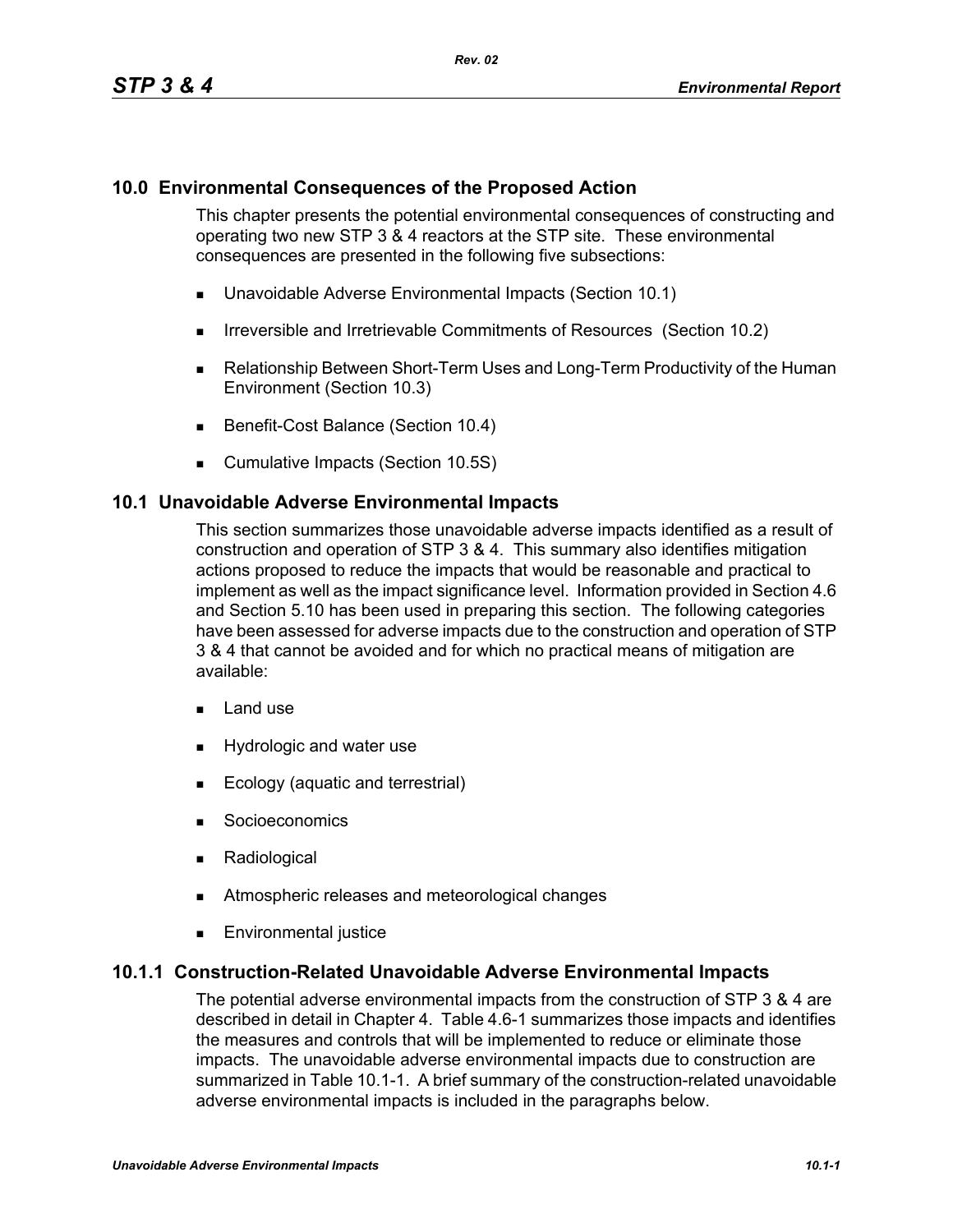# 10.0 Environmental Consequences of the Proposed Action

This chapter presents the potential environmental consequences of constructing and operating two new STP 3 & 4 reactors at the STP site. These environmental consequences are presented in the following five subsections:

- Unavoidable Adverse Environmental Impacts (Section 10.1)
- Irreversible and Irretrievable Commitments of Resources (Section 10.2)
- Relationship Between Short-Term Uses and Long-Term Productivity of the Human Environment (Section 10.3)
- Benefit-Cost Balance (Section 10.4)
- Cumulative Impacts (Section 10.5S)

## 10.1 Unavoidable Adverse Environmental Impacts

This section summarizes those unavoidable adverse impacts identified as a result of construction and operation of STP 3 & 4. This summary also identifies mitigation actions proposed to reduce the impacts that would be reasonable and practical to implement as well as the impact significance level. Information provided in Section 4.6 and Section 5.10 has been used in preparing this section. The following categories have been assessed for adverse impacts due to the construction and operation of STP 3 & 4 that cannot be avoided and for which no practical means of mitigation are available:

- Land use
- Hydrologic and water use
- Ecology (aquatic and terrestrial)
- Socioeconomics
- Radiological
- Atmospheric releases and meteorological changes
- Environmental justice

### 10.1.1 Construction-Related Unavoidable Adverse Environmental Impacts

The potential adverse environmental impacts from the construction of STP 3 & 4 are described in detail in Chapter 4. Table 4.6-1 summarizes those impacts and identifies the measures and controls that will be implemented to reduce or eliminate those impacts. The unavoidable adverse environmental impacts due to construction are summarized in Table 10.1-1. A brief summary of the construction-related unavoidable adverse environmental impacts is included in the paragraphs below.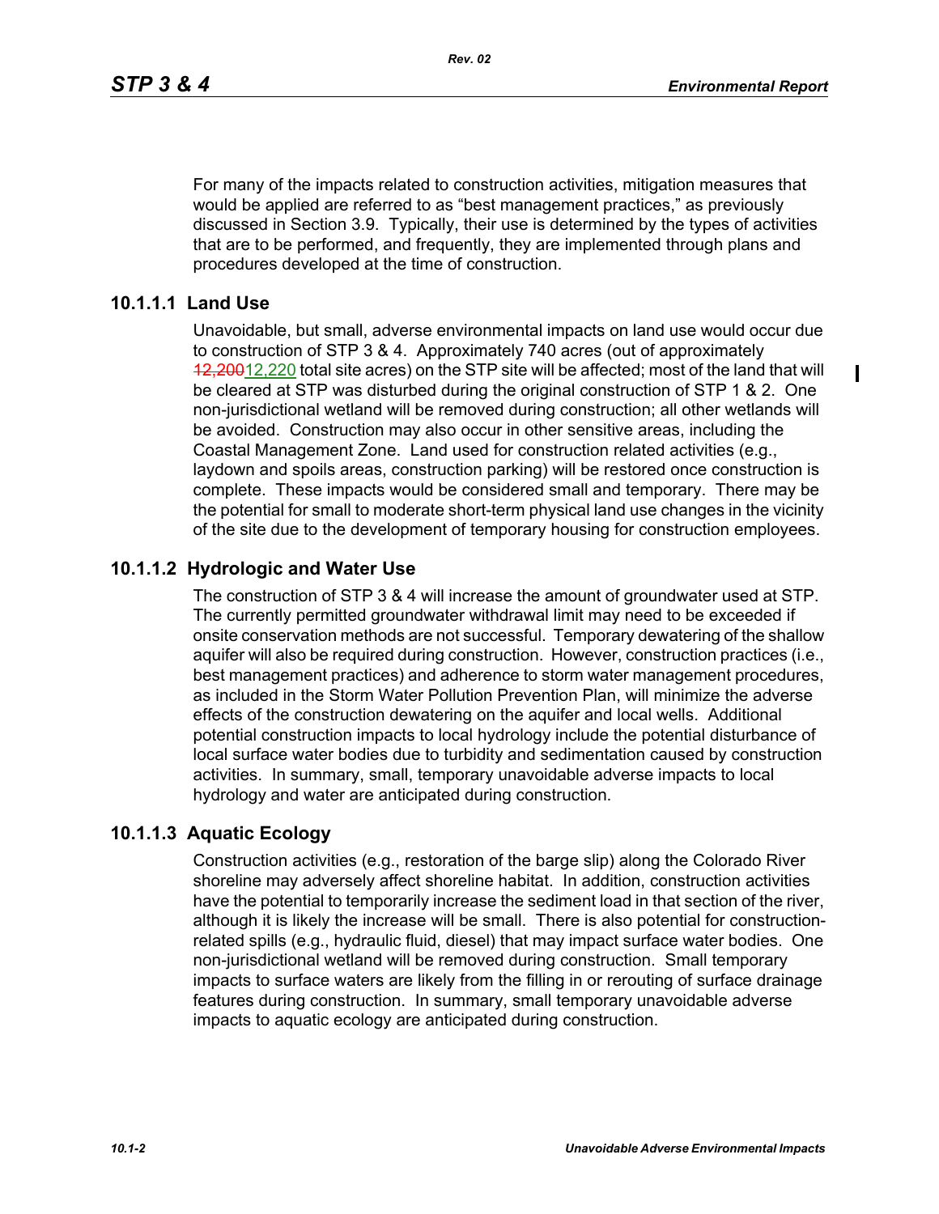For many of the impacts related to construction activities, mitigation measures that would be applied are referred to as "best management practices," as previously discussed in Section 3.9. Typically, their use is determined by the types of activities that are to be performed, and frequently, they are implemented through plans and procedures developed at the time of construction.

### 10.1.1.1 Land Use

Unavoidable, but small, adverse environmental impacts on land use would occur due to construction of STP 3 & 4. Approximately 740 acres (out of approximately ~~12,200~~12,220 total site acres) on the STP site will be affected; most of the land that will be cleared at STP was disturbed during the original construction of STP 1 & 2. One non-jurisdictional wetland will be removed during construction; all other wetlands will be avoided. Construction may also occur in other sensitive areas, including the Coastal Management Zone. Land used for construction related activities (e.g., laydown and spoils areas, construction parking) will be restored once construction is complete. These impacts would be considered small and temporary. There may be the potential for small to moderate short-term physical land use changes in the vicinity of the site due to the development of temporary housing for construction employees.

### 10.1.1.2 Hydrologic and Water Use

The construction of STP 3 & 4 will increase the amount of groundwater used at STP. The currently permitted groundwater withdrawal limit may need to be exceeded if onsite conservation methods are not successful. Temporary dewatering of the shallow aquifer will also be required during construction. However, construction practices (i.e., best management practices) and adherence to storm water management procedures, as included in the Storm Water Pollution Prevention Plan, will minimize the adverse effects of the construction dewatering on the aquifer and local wells. Additional potential construction impacts to local hydrology include the potential disturbance of local surface water bodies due to turbidity and sedimentation caused by construction activities. In summary, small, temporary unavoidable adverse impacts to local hydrology and water are anticipated during construction.

### 10.1.1.3 Aquatic Ecology

Construction activities (e.g., restoration of the barge slip) along the Colorado River shoreline may adversely affect shoreline habitat. In addition, construction activities have the potential to temporarily increase the sediment load in that section of the river, although it is likely the increase will be small. There is also potential for construction-related spills (e.g., hydraulic fluid, diesel) that may impact surface water bodies. One non-jurisdictional wetland will be removed during construction. Small temporary impacts to surface waters are likely from the filling in or rerouting of surface drainage features during construction. In summary, small temporary unavoidable adverse impacts to aquatic ecology are anticipated during construction.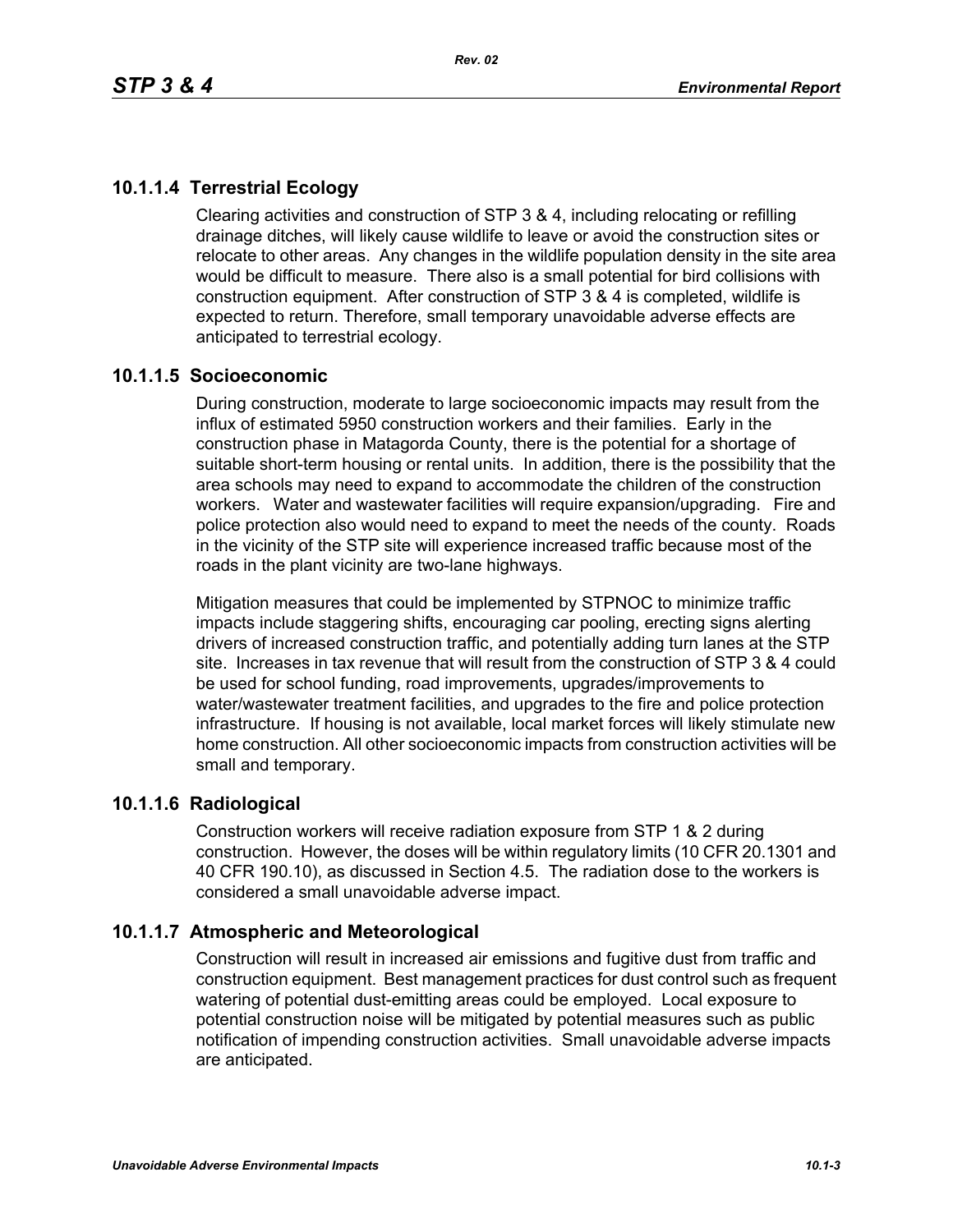### 10.1.1.4 Terrestrial Ecology

Clearing activities and construction of STP 3 & 4, including relocating or refilling drainage ditches, will likely cause wildlife to leave or avoid the construction sites or relocate to other areas. Any changes in the wildlife population density in the site area would be difficult to measure. There also is a small potential for bird collisions with construction equipment. After construction of STP 3 & 4 is completed, wildlife is expected to return. Therefore, small temporary unavoidable adverse effects are anticipated to terrestrial ecology.

### 10.1.1.5 Socioeconomic

During construction, moderate to large socioeconomic impacts may result from the influx of estimated 5950 construction workers and their families. Early in the construction phase in Matagorda County, there is the potential for a shortage of suitable short-term housing or rental units. In addition, there is the possibility that the area schools may need to expand to accommodate the children of the construction workers. Water and wastewater facilities will require expansion/upgrading. Fire and police protection also would need to expand to meet the needs of the county. Roads in the vicinity of the STP site will experience increased traffic because most of the roads in the plant vicinity are two-lane highways.

Mitigation measures that could be implemented by STPNOC to minimize traffic impacts include staggering shifts, encouraging car pooling, erecting signs alerting drivers of increased construction traffic, and potentially adding turn lanes at the STP site. Increases in tax revenue that will result from the construction of STP 3 & 4 could be used for school funding, road improvements, upgrades/improvements to water/wastewater treatment facilities, and upgrades to the fire and police protection infrastructure. If housing is not available, local market forces will likely stimulate new home construction. All other socioeconomic impacts from construction activities will be small and temporary.

### 10.1.1.6 Radiological

Construction workers will receive radiation exposure from STP 1 & 2 during construction. However, the doses will be within regulatory limits (10 CFR 20.1301 and 40 CFR 190.10), as discussed in Section 4.5. The radiation dose to the workers is considered a small unavoidable adverse impact.

### 10.1.1.7 Atmospheric and Meteorological

Construction will result in increased air emissions and fugitive dust from traffic and construction equipment. Best management practices for dust control such as frequent watering of potential dust-emitting areas could be employed. Local exposure to potential construction noise will be mitigated by potential measures such as public notification of impending construction activities. Small unavoidable adverse impacts are anticipated.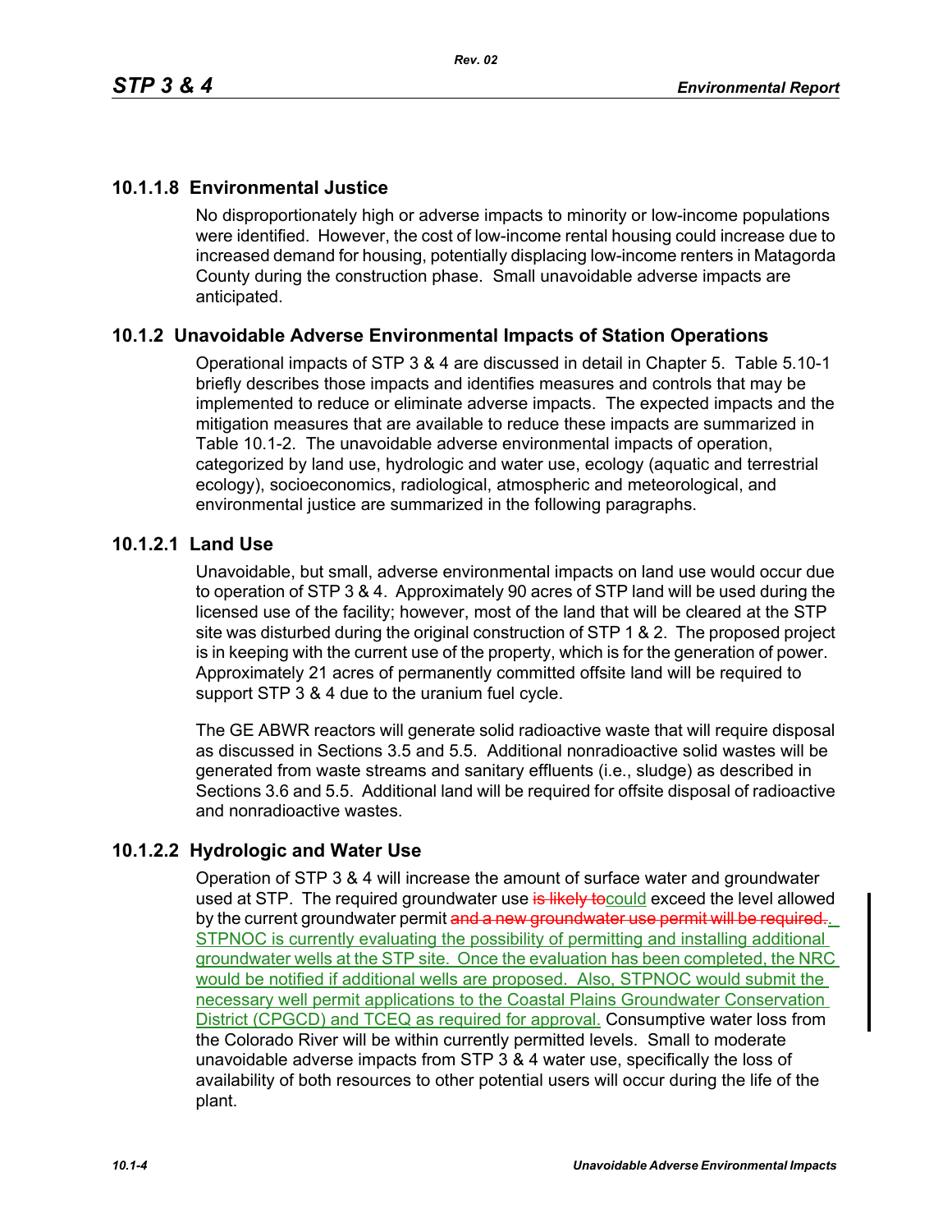### 10.1.1.8 Environmental Justice

No disproportionately high or adverse impacts to minority or low-income populations were identified. However, the cost of low-income rental housing could increase due to increased demand for housing, potentially displacing low-income renters in Matagorda County during the construction phase. Small unavoidable adverse impacts are anticipated.

## 10.1.2 Unavoidable Adverse Environmental Impacts of Station Operations

Operational impacts of STP 3 & 4 are discussed in detail in Chapter 5. Table 5.10-1 briefly describes those impacts and identifies measures and controls that may be implemented to reduce or eliminate adverse impacts. The expected impacts and the mitigation measures that are available to reduce these impacts are summarized in Table 10.1-2. The unavoidable adverse environmental impacts of operation, categorized by land use, hydrologic and water use, ecology (aquatic and terrestrial ecology), socioeconomics, radiological, atmospheric and meteorological, and environmental justice are summarized in the following paragraphs.

### 10.1.2.1 Land Use

Unavoidable, but small, adverse environmental impacts on land use would occur due to operation of STP 3 & 4. Approximately 90 acres of STP land will be used during the licensed use of the facility; however, most of the land that will be cleared at the STP site was disturbed during the original construction of STP 1 & 2. The proposed project is in keeping with the current use of the property, which is for the generation of power. Approximately 21 acres of permanently committed offsite land will be required to support STP 3 & 4 due to the uranium fuel cycle.

The GE ABWR reactors will generate solid radioactive waste that will require disposal as discussed in Sections 3.5 and 5.5. Additional nonradioactive solid wastes will be generated from waste streams and sanitary effluents (i.e., sludge) as described in Sections 3.6 and 5.5. Additional land will be required for offsite disposal of radioactive and nonradioactive wastes.

### 10.1.2.2 Hydrologic and Water Use

Operation of STP 3 & 4 will increase the amount of surface water and groundwater used at STP. The required groundwater use ~~is likely to~~could exceed the level allowed by the current groundwater permit ~~and a new groundwater use permit will be required.~~. STPNOC is currently evaluating the possibility of permitting and installing additional groundwater wells at the STP site. Once the evaluation has been completed, the NRC would be notified if additional wells are proposed. Also, STPNOC would submit the necessary well permit applications to the Coastal Plains Groundwater Conservation District (CPGCD) and TCEQ as required for approval. Consumptive water loss from the Colorado River will be within currently permitted levels. Small to moderate unavoidable adverse impacts from STP 3 & 4 water use, specifically the loss of availability of both resources to other potential users will occur during the life of the plant.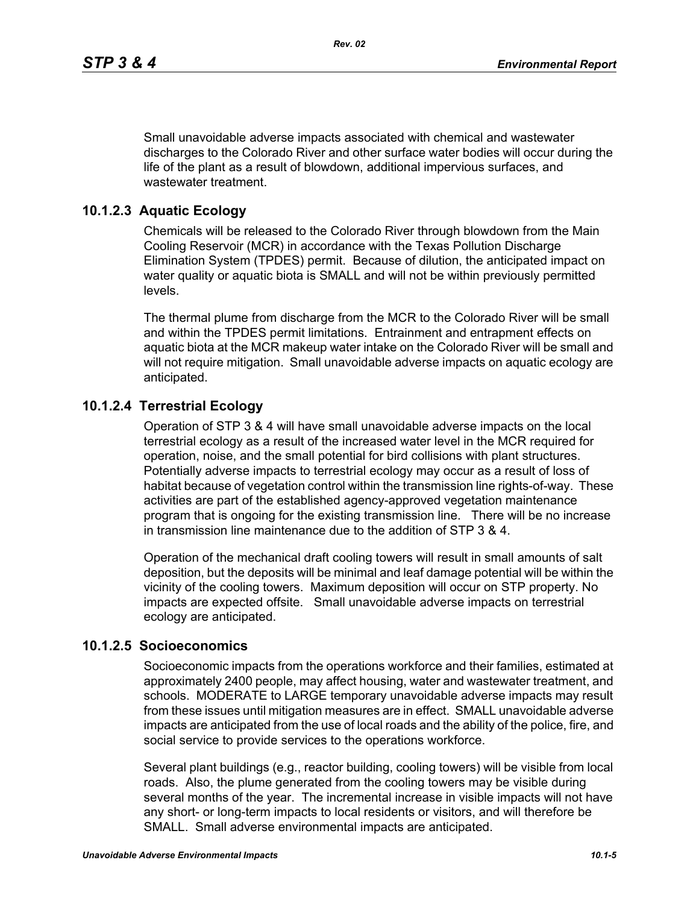Small unavoidable adverse impacts associated with chemical and wastewater discharges to the Colorado River and other surface water bodies will occur during the life of the plant as a result of blowdown, additional impervious surfaces, and wastewater treatment.

### 10.1.2.3 Aquatic Ecology

Chemicals will be released to the Colorado River through blowdown from the Main Cooling Reservoir (MCR) in accordance with the Texas Pollution Discharge Elimination System (TPDES) permit. Because of dilution, the anticipated impact on water quality or aquatic biota is SMALL and will not be within previously permitted levels.

The thermal plume from discharge from the MCR to the Colorado River will be small and within the TPDES permit limitations. Entrainment and entrapment effects on aquatic biota at the MCR makeup water intake on the Colorado River will be small and will not require mitigation. Small unavoidable adverse impacts on aquatic ecology are anticipated.

### 10.1.2.4 Terrestrial Ecology

Operation of STP 3 & 4 will have small unavoidable adverse impacts on the local terrestrial ecology as a result of the increased water level in the MCR required for operation, noise, and the small potential for bird collisions with plant structures. Potentially adverse impacts to terrestrial ecology may occur as a result of loss of habitat because of vegetation control within the transmission line rights-of-way. These activities are part of the established agency-approved vegetation maintenance program that is ongoing for the existing transmission line. There will be no increase in transmission line maintenance due to the addition of STP 3 & 4.

Operation of the mechanical draft cooling towers will result in small amounts of salt deposition, but the deposits will be minimal and leaf damage potential will be within the vicinity of the cooling towers. Maximum deposition will occur on STP property. No impacts are expected offsite. Small unavoidable adverse impacts on terrestrial ecology are anticipated.

### 10.1.2.5 Socioeconomics

Socioeconomic impacts from the operations workforce and their families, estimated at approximately 2400 people, may affect housing, water and wastewater treatment, and schools. MODERATE to LARGE temporary unavoidable adverse impacts may result from these issues until mitigation measures are in effect. SMALL unavoidable adverse impacts are anticipated from the use of local roads and the ability of the police, fire, and social service to provide services to the operations workforce.

Several plant buildings (e.g., reactor building, cooling towers) will be visible from local roads. Also, the plume generated from the cooling towers may be visible during several months of the year. The incremental increase in visible impacts will not have any short- or long-term impacts to local residents or visitors, and will therefore be SMALL. Small adverse environmental impacts are anticipated.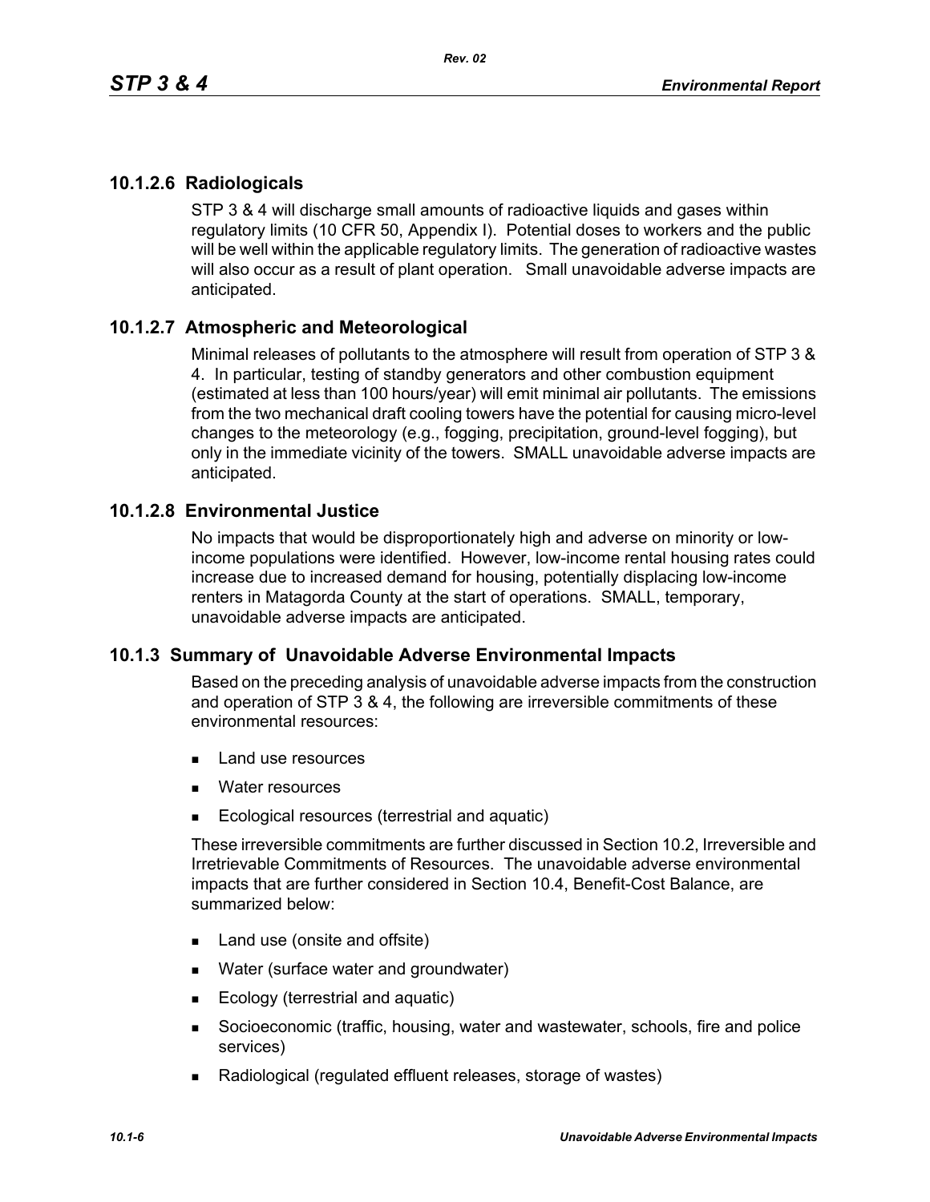### 10.1.2.6 Radiologicals

STP 3 & 4 will discharge small amounts of radioactive liquids and gases within regulatory limits (10 CFR 50, Appendix I). Potential doses to workers and the public will be well within the applicable regulatory limits. The generation of radioactive wastes will also occur as a result of plant operation. Small unavoidable adverse impacts are anticipated.

### 10.1.2.7 Atmospheric and Meteorological

Minimal releases of pollutants to the atmosphere will result from operation of STP 3 & 4. In particular, testing of standby generators and other combustion equipment (estimated at less than 100 hours/year) will emit minimal air pollutants. The emissions from the two mechanical draft cooling towers have the potential for causing micro-level changes to the meteorology (e.g., fogging, precipitation, ground-level fogging), but only in the immediate vicinity of the towers. SMALL unavoidable adverse impacts are anticipated.

### 10.1.2.8 Environmental Justice

No impacts that would be disproportionately high and adverse on minority or low-income populations were identified. However, low-income rental housing rates could increase due to increased demand for housing, potentially displacing low-income renters in Matagorda County at the start of operations. SMALL, temporary, unavoidable adverse impacts are anticipated.

## 10.1.3 Summary of Unavoidable Adverse Environmental Impacts

Based on the preceding analysis of unavoidable adverse impacts from the construction and operation of STP 3 & 4, the following are irreversible commitments of these environmental resources:

- Land use resources
- Water resources
- Ecological resources (terrestrial and aquatic)

These irreversible commitments are further discussed in Section 10.2, Irreversible and Irretrievable Commitments of Resources. The unavoidable adverse environmental impacts that are further considered in Section 10.4, Benefit-Cost Balance, are summarized below:

- Land use (onsite and offsite)
- Water (surface water and groundwater)
- Ecology (terrestrial and aquatic)
- Socioeconomic (traffic, housing, water and wastewater, schools, fire and police services)
- Radiological (regulated effluent releases, storage of wastes)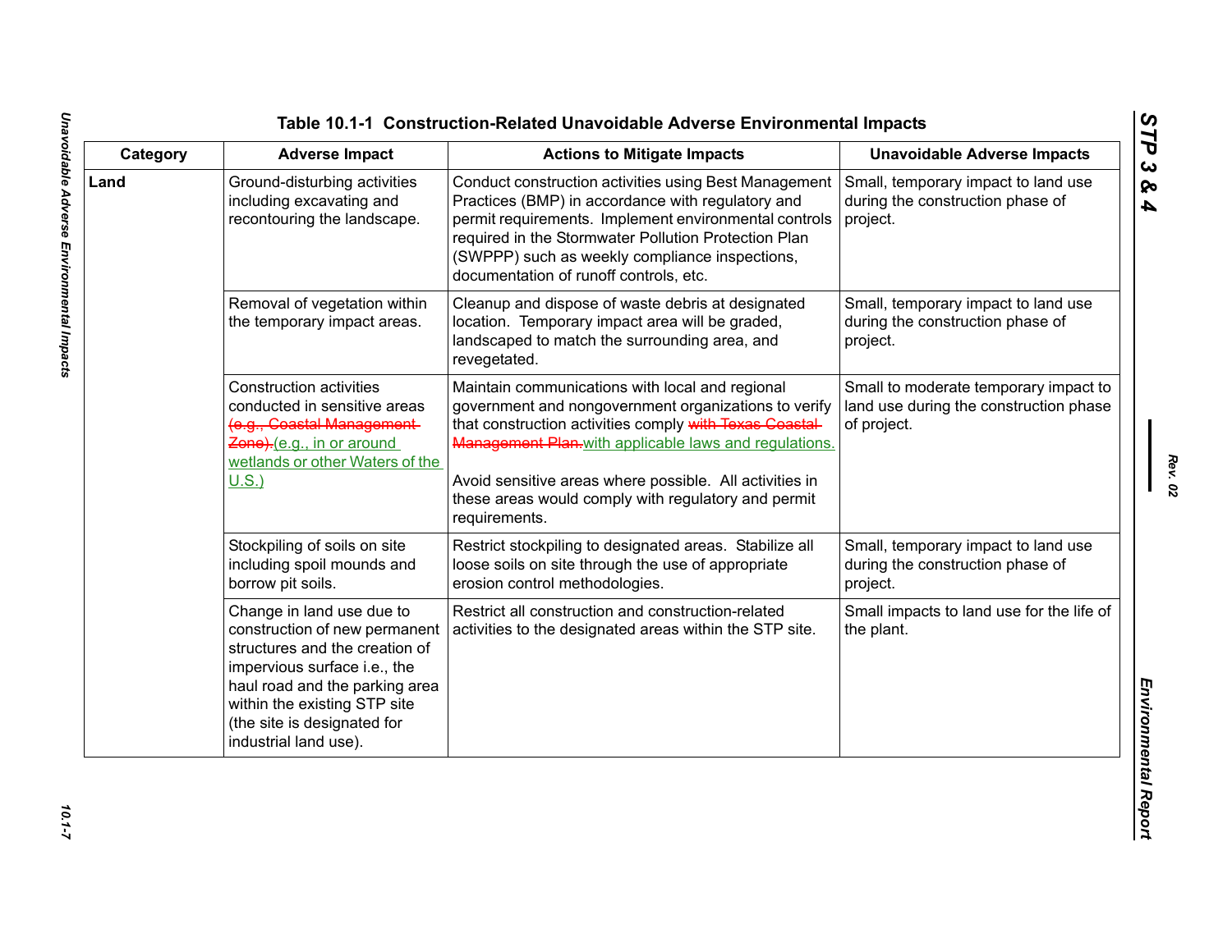Table 10.1-1 Construction-Related Unavoidable Adverse Environmental Impacts

| Category | Adverse Impact | Actions to Mitigate Impacts | Unavoidable Adverse Impacts |
|---|---|---|---|
| **Land** | Ground-disturbing activities including excavating and recontouring the landscape. | Conduct construction activities using Best Management Practices (BMP) in accordance with regulatory and permit requirements. Implement environmental controls required in the Stormwater Pollution Protection Plan (SWPPP) such as weekly compliance inspections, documentation of runoff controls, etc. | Small, temporary impact to land use during the construction phase of project. |
| | Removal of vegetation within the temporary impact areas. | Cleanup and dispose of waste debris at designated location. Temporary impact area will be graded, landscaped to match the surrounding area, and revegetated. | Small, temporary impact to land use during the construction phase of project. |
| | Construction activities conducted in sensitive areas ~~(e.g., Coastal Management Zone).~~ (e.g., in or around wetlands or other Waters of the U.S.) | Maintain communications with local and regional government and nongovernment organizations to verify that construction activities comply ~~with Texas Coastal Management Plan.~~ with applicable laws and regulations.<br><br>Avoid sensitive areas where possible. All activities in these areas would comply with regulatory and permit requirements. | Small to moderate temporary impact to land use during the construction phase of project. |
| | Stockpiling of soils on site including spoil mounds and borrow pit soils. | Restrict stockpiling to designated areas. Stabilize all loose soils on site through the use of appropriate erosion control methodologies. | Small, temporary impact to land use during the construction phase of project. |
| | Change in land use due to construction of new permanent structures and the creation of impervious surface i.e., the haul road and the parking area within the existing STP site (the site is designated for industrial land use). | Restrict all construction and construction-related activities to the designated areas within the STP site. | Small impacts to land use for the life of the plant. |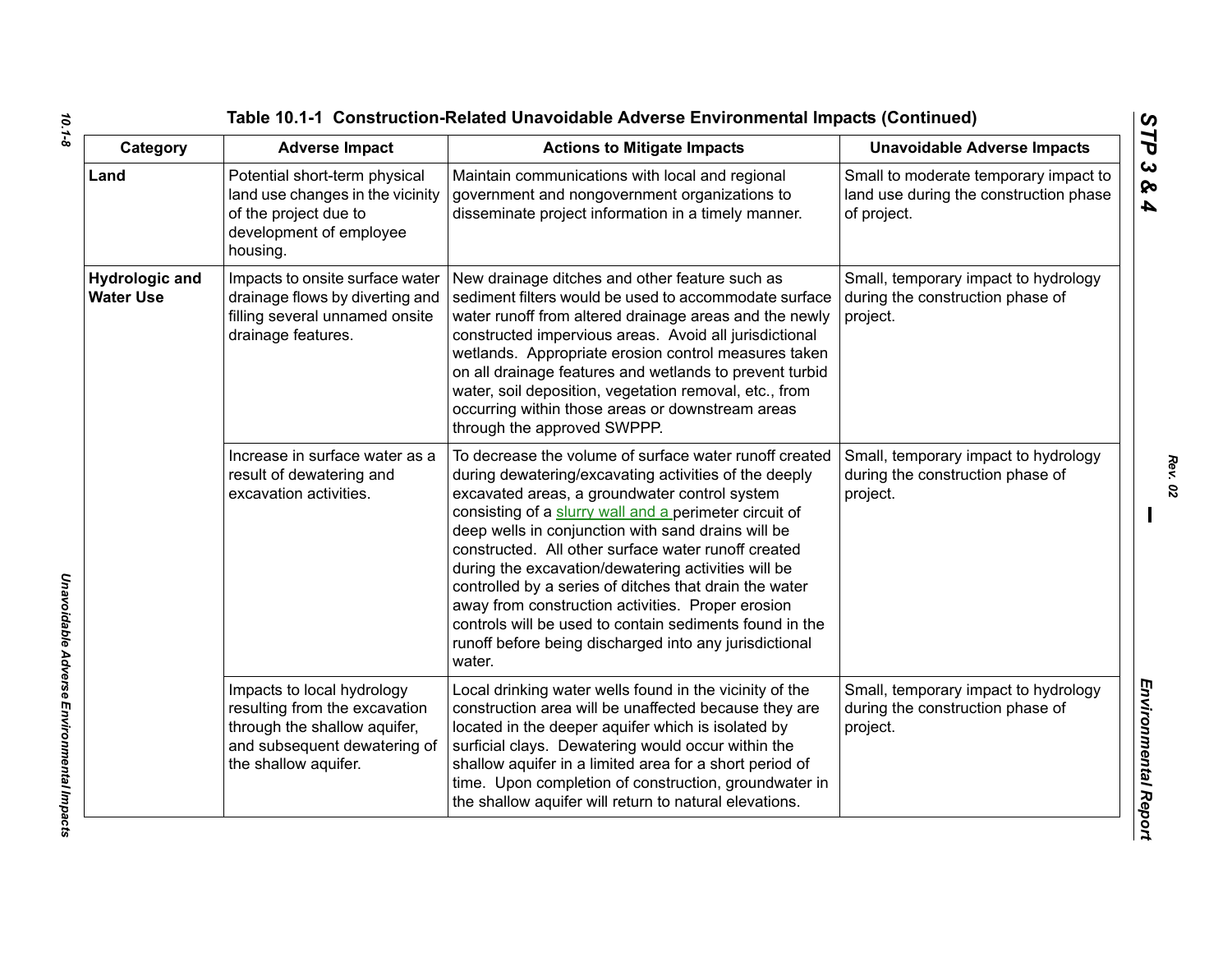**Table 10.1-1 Construction-Related Unavoidable Adverse Environmental Impacts (Continued)**

| Category | Adverse Impact | Actions to Mitigate Impacts | Unavoidable Adverse Impacts |
|---|---|---|---|
| **Land** | Potential short-term physical land use changes in the vicinity of the project due to development of employee housing. | Maintain communications with local and regional government and nongovernment organizations to disseminate project information in a timely manner. | Small to moderate temporary impact to land use during the construction phase of project. |
| **Hydrologic and Water Use** | Impacts to onsite surface water drainage flows by diverting and filling several unnamed onsite drainage features. | New drainage ditches and other feature such as sediment filters would be used to accommodate surface water runoff from altered drainage areas and the newly constructed impervious areas. Avoid all jurisdictional wetlands. Appropriate erosion control measures taken on all drainage features and wetlands to prevent turbid water, soil deposition, vegetation removal, etc., from occurring within those areas or downstream areas through the approved SWPPP. | Small, temporary impact to hydrology during the construction phase of project. |
| | Increase in surface water as a result of dewatering and excavation activities. | To decrease the volume of surface water runoff created during dewatering/excavating activities of the deeply excavated areas, a groundwater control system consisting of a slurry wall and a perimeter circuit of deep wells in conjunction with sand drains will be constructed. All other surface water runoff created during the excavation/dewatering activities will be controlled by a series of ditches that drain the water away from construction activities. Proper erosion controls will be used to contain sediments found in the runoff before being discharged into any jurisdictional water. | Small, temporary impact to hydrology during the construction phase of project. |
| | Impacts to local hydrology resulting from the excavation through the shallow aquifer, and subsequent dewatering of the shallow aquifer. | Local drinking water wells found in the vicinity of the construction area will be unaffected because they are located in the deeper aquifer which is isolated by surficial clays. Dewatering would occur within the shallow aquifer in a limited area for a short period of time. Upon completion of construction, groundwater in the shallow aquifer will return to natural elevations. | Small, temporary impact to hydrology during the construction phase of project. |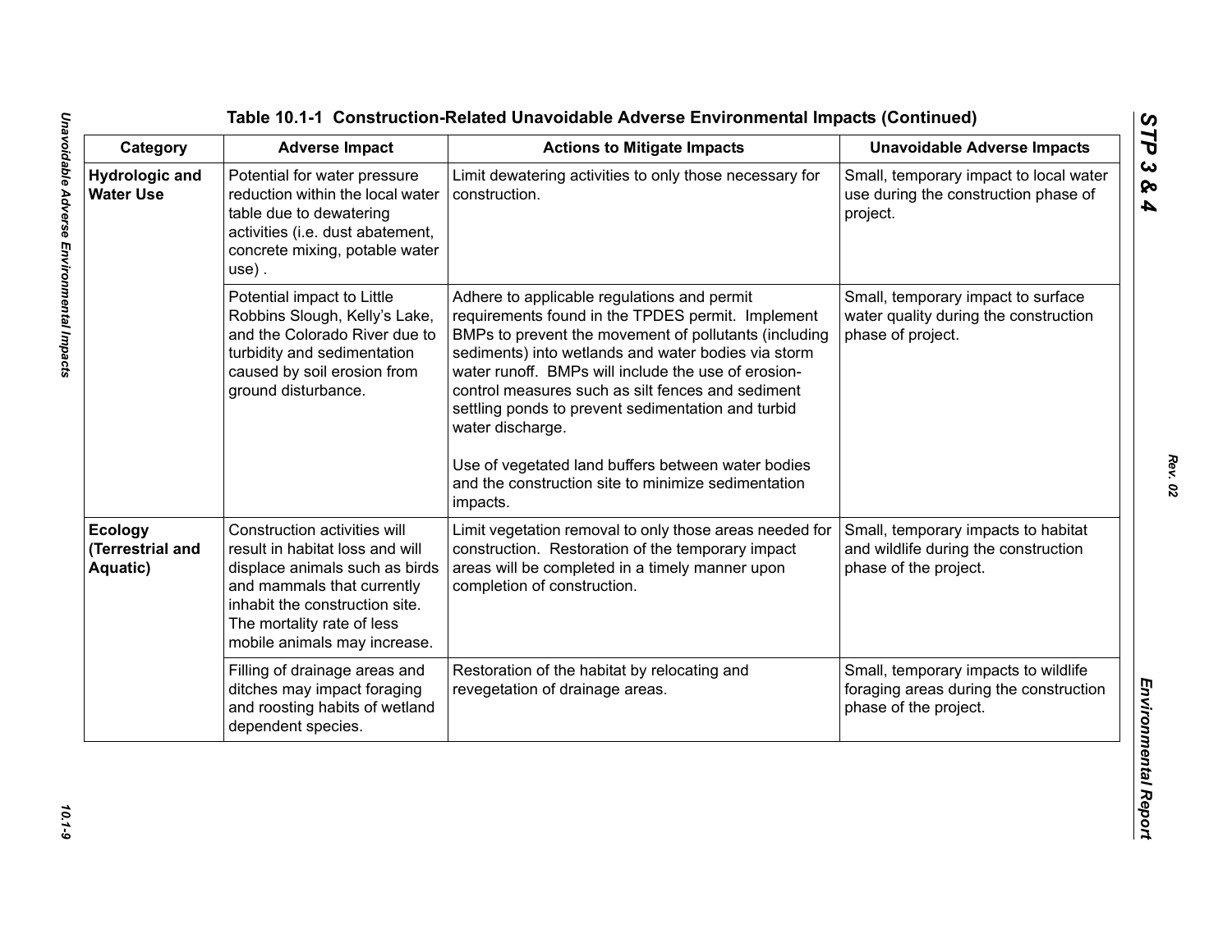**Table 10.1-1 Construction-Related Unavoidable Adverse Environmental Impacts (Continued)**

| Category | Adverse Impact | Actions to Mitigate Impacts | Unavoidable Adverse Impacts |
|---|---|---|---|
| **Hydrologic and Water Use** | Potential for water pressure reduction within the local water table due to dewatering activities (i.e. dust abatement, concrete mixing, potable water use) . | Limit dewatering activities to only those necessary for construction. | Small, temporary impact to local water use during the construction phase of project. |
| | Potential impact to Little Robbins Slough, Kelly's Lake, and the Colorado River due to turbidity and sedimentation caused by soil erosion from ground disturbance. | Adhere to applicable regulations and permit requirements found in the TPDES permit. Implement BMPs to prevent the movement of pollutants (including sediments) into wetlands and water bodies via storm water runoff. BMPs will include the use of erosion-control measures such as silt fences and sediment settling ponds to prevent sedimentation and turbid water discharge.<br><br>Use of vegetated land buffers between water bodies and the construction site to minimize sedimentation impacts. | Small, temporary impact to surface water quality during the construction phase of project. |
| **Ecology (Terrestrial and Aquatic)** | Construction activities will result in habitat loss and will displace animals such as birds and mammals that currently inhabit the construction site. The mortality rate of less mobile animals may increase. | Limit vegetation removal to only those areas needed for construction. Restoration of the temporary impact areas will be completed in a timely manner upon completion of construction. | Small, temporary impacts to habitat and wildlife during the construction phase of the project. |
| | Filling of drainage areas and ditches may impact foraging and roosting habits of wetland dependent species. | Restoration of the habitat by relocating and revegetation of drainage areas. | Small, temporary impacts to wildlife foraging areas during the construction phase of the project. |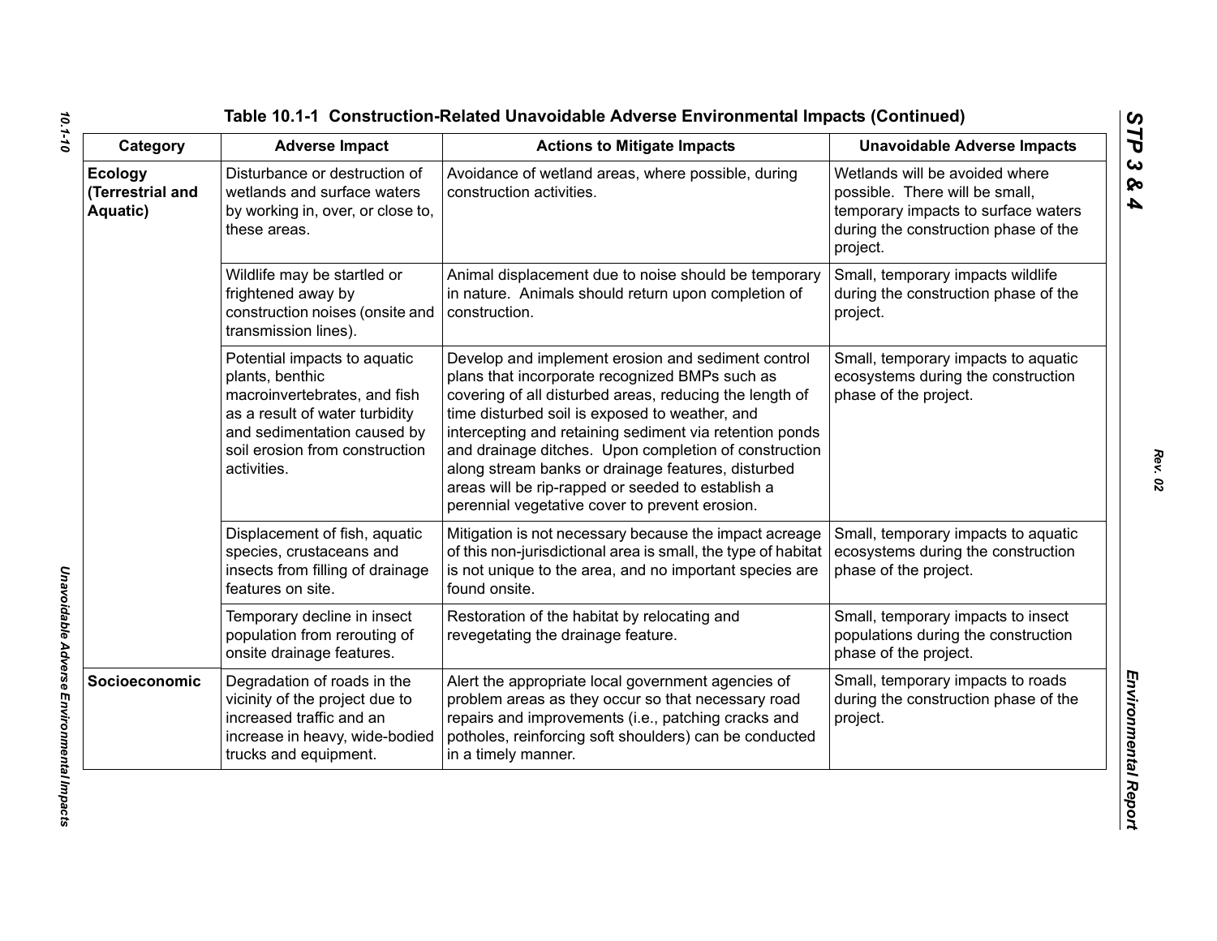**Table 10.1-1 Construction-Related Unavoidable Adverse Environmental Impacts (Continued)**

| Category | Adverse Impact | Actions to Mitigate Impacts | Unavoidable Adverse Impacts |
|---|---|---|---|
| **Ecology (Terrestrial and Aquatic)** | Disturbance or destruction of wetlands and surface waters by working in, over, or close to, these areas. | Avoidance of wetland areas, where possible, during construction activities. | Wetlands will be avoided where possible. There will be small, temporary impacts to surface waters during the construction phase of the project. |
| | Wildlife may be startled or frightened away by construction noises (onsite and transmission lines). | Animal displacement due to noise should be temporary in nature. Animals should return upon completion of construction. | Small, temporary impacts wildlife during the construction phase of the project. |
| | Potential impacts to aquatic plants, benthic macroinvertebrates, and fish as a result of water turbidity and sedimentation caused by soil erosion from construction activities. | Develop and implement erosion and sediment control plans that incorporate recognized BMPs such as covering of all disturbed areas, reducing the length of time disturbed soil is exposed to weather, and intercepting and retaining sediment via retention ponds and drainage ditches. Upon completion of construction along stream banks or drainage features, disturbed areas will be rip-rapped or seeded to establish a perennial vegetative cover to prevent erosion. | Small, temporary impacts to aquatic ecosystems during the construction phase of the project. |
| | Displacement of fish, aquatic species, crustaceans and insects from filling of drainage features on site. | Mitigation is not necessary because the impact acreage of this non-jurisdictional area is small, the type of habitat is not unique to the area, and no important species are found onsite. | Small, temporary impacts to aquatic ecosystems during the construction phase of the project. |
| | Temporary decline in insect population from rerouting of onsite drainage features. | Restoration of the habitat by relocating and revegetating the drainage feature. | Small, temporary impacts to insect populations during the construction phase of the project. |
| **Socioeconomic** | Degradation of roads in the vicinity of the project due to increased traffic and an increase in heavy, wide-bodied trucks and equipment. | Alert the appropriate local government agencies of problem areas as they occur so that necessary road repairs and improvements (i.e., patching cracks and potholes, reinforcing soft shoulders) can be conducted in a timely manner. | Small, temporary impacts to roads during the construction phase of the project. |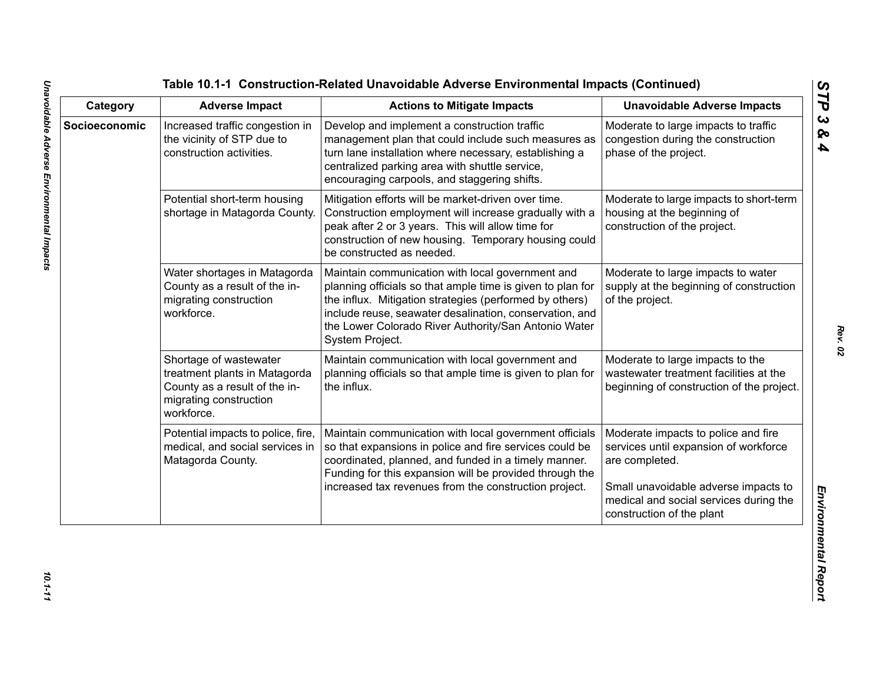### Table 10.1-1 Construction-Related Unavoidable Adverse Environmental Impacts (Continued)

| Category | Adverse Impact | Actions to Mitigate Impacts | Unavoidable Adverse Impacts |
|---|---|---|---|
| **Socioeconomic** | Increased traffic congestion in the vicinity of STP due to construction activities. | Develop and implement a construction traffic management plan that could include such measures as turn lane installation where necessary, establishing a centralized parking area with shuttle service, encouraging carpools, and staggering shifts. | Moderate to large impacts to traffic congestion during the construction phase of the project. |
| | Potential short-term housing shortage in Matagorda County. | Mitigation efforts will be market-driven over time. Construction employment will increase gradually with a peak after 2 or 3 years. This will allow time for construction of new housing. Temporary housing could be constructed as needed. | Moderate to large impacts to short-term housing at the beginning of construction of the project. |
| | Water shortages in Matagorda County as a result of the in-migrating construction workforce. | Maintain communication with local government and planning officials so that ample time is given to plan for the influx. Mitigation strategies (performed by others) include reuse, seawater desalination, conservation, and the Lower Colorado River Authority/San Antonio Water System Project. | Moderate to large impacts to water supply at the beginning of construction of the project. |
| | Shortage of wastewater treatment plants in Matagorda County as a result of the in-migrating construction workforce. | Maintain communication with local government and planning officials so that ample time is given to plan for the influx. | Moderate to large impacts to the wastewater treatment facilities at the beginning of construction of the project. |
| | Potential impacts to police, fire, medical, and social services in Matagorda County. | Maintain communication with local government officials so that expansions in police and fire services could be coordinated, planned, and funded in a timely manner. Funding for this expansion will be provided through the increased tax revenues from the construction project. | Moderate impacts to police and fire services until expansion of workforce are completed.<br><br>Small unavoidable adverse impacts to medical and social services during the construction of the plant |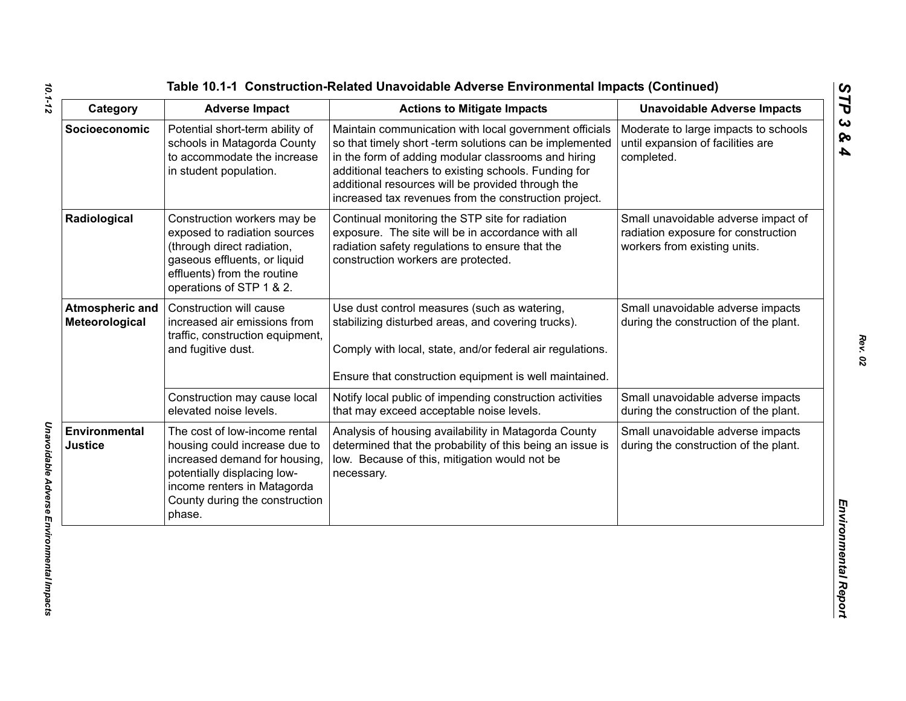## Table 10.1-1 Construction-Related Unavoidable Adverse Environmental Impacts (Continued)

| Category | Adverse Impact | Actions to Mitigate Impacts | Unavoidable Adverse Impacts |
|---|---|---|---|
| **Socioeconomic** | Potential short-term ability of schools in Matagorda County to accommodate the increase in student population. | Maintain communication with local government officials so that timely short -term solutions can be implemented in the form of adding modular classrooms and hiring additional teachers to existing schools. Funding for additional resources will be provided through the increased tax revenues from the construction project. | Moderate to large impacts to schools until expansion of facilities are completed. |
| **Radiological** | Construction workers may be exposed to radiation sources (through direct radiation, gaseous effluents, or liquid effluents) from the routine operations of STP 1 & 2. | Continual monitoring the STP site for radiation exposure. The site will be in accordance with all radiation safety regulations to ensure that the construction workers are protected. | Small unavoidable adverse impact of radiation exposure for construction workers from existing units. |
| **Atmospheric and Meteorological** | Construction will cause increased air emissions from traffic, construction equipment, and fugitive dust. | Use dust control measures (such as watering, stabilizing disturbed areas, and covering trucks).<br><br>Comply with local, state, and/or federal air regulations.<br><br>Ensure that construction equipment is well maintained. | Small unavoidable adverse impacts during the construction of the plant. |
| | Construction may cause local elevated noise levels. | Notify local public of impending construction activities that may exceed acceptable noise levels. | Small unavoidable adverse impacts during the construction of the plant. |
| **Environmental Justice** | The cost of low-income rental housing could increase due to increased demand for housing, potentially displacing low-income renters in Matagorda County during the construction phase. | Analysis of housing availability in Matagorda County determined that the probability of this being an issue is low. Because of this, mitigation would not be necessary. | Small unavoidable adverse impacts during the construction of the plant. |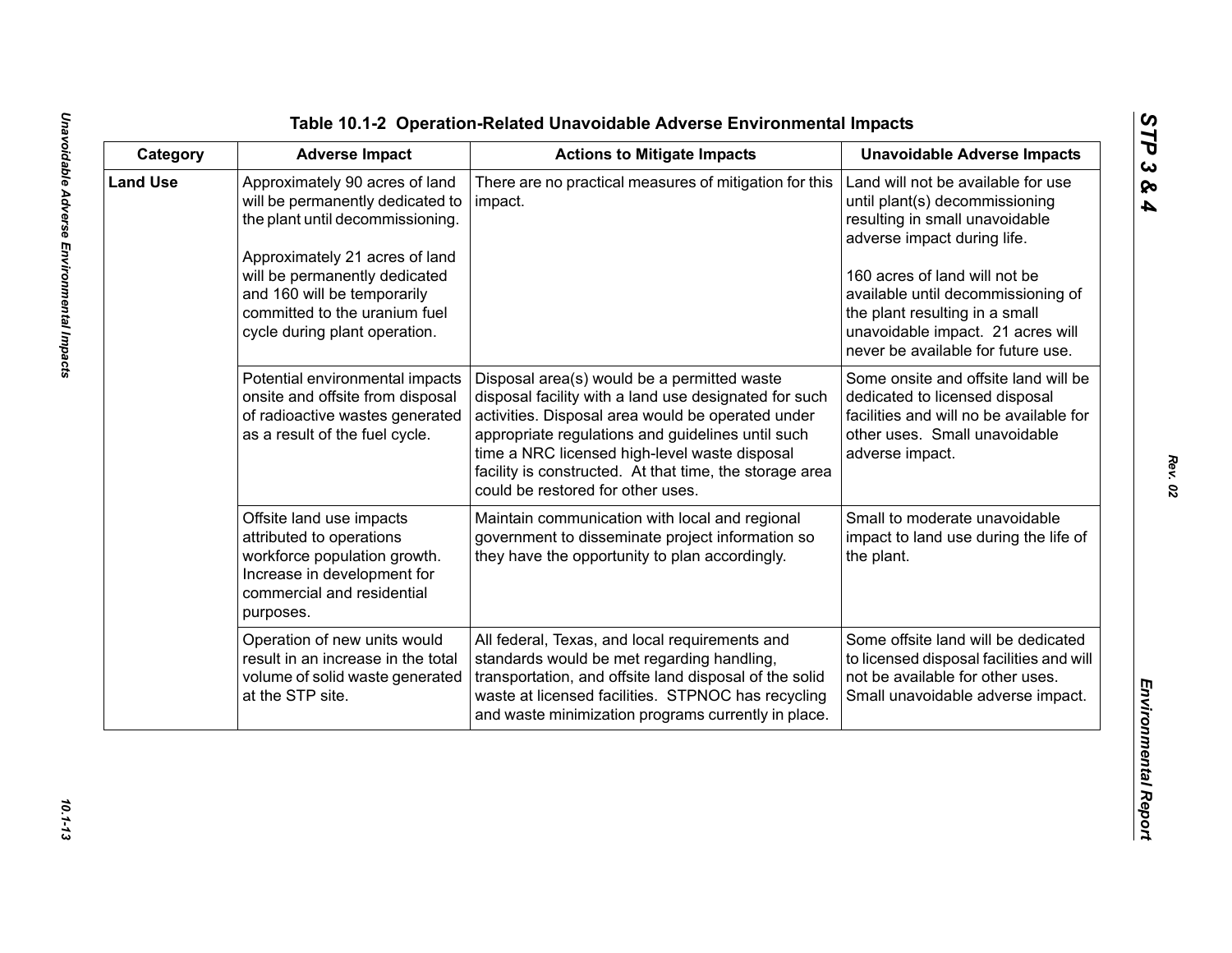### Table 10.1-2 Operation-Related Unavoidable Adverse Environmental Impacts

| Category | Adverse Impact | Actions to Mitigate Impacts | Unavoidable Adverse Impacts |
|---|---|---|---|
| **Land Use** | Approximately 90 acres of land will be permanently dedicated to the plant until decommissioning.<br><br>Approximately 21 acres of land will be permanently dedicated and 160 will be temporarily committed to the uranium fuel cycle during plant operation. | There are no practical measures of mitigation for this impact. | Land will not be available for use until plant(s) decommissioning resulting in small unavoidable adverse impact during life.<br><br>160 acres of land will not be available until decommissioning of the plant resulting in a small unavoidable impact. 21 acres will never be available for future use. |
| | Potential environmental impacts onsite and offsite from disposal of radioactive wastes generated as a result of the fuel cycle. | Disposal area(s) would be a permitted waste disposal facility with a land use designated for such activities. Disposal area would be operated under appropriate regulations and guidelines until such time a NRC licensed high-level waste disposal facility is constructed. At that time, the storage area could be restored for other uses. | Some onsite and offsite land will be dedicated to licensed disposal facilities and will no be available for other uses. Small unavoidable adverse impact. |
| | Offsite land use impacts attributed to operations workforce population growth. Increase in development for commercial and residential purposes. | Maintain communication with local and regional government to disseminate project information so they have the opportunity to plan accordingly. | Small to moderate unavoidable impact to land use during the life of the plant. |
| | Operation of new units would result in an increase in the total volume of solid waste generated at the STP site. | All federal, Texas, and local requirements and standards would be met regarding handling, transportation, and offsite land disposal of the solid waste at licensed facilities. STPNOC has recycling and waste minimization programs currently in place. | Some offsite land will be dedicated to licensed disposal facilities and will not be available for other uses. Small unavoidable adverse impact. |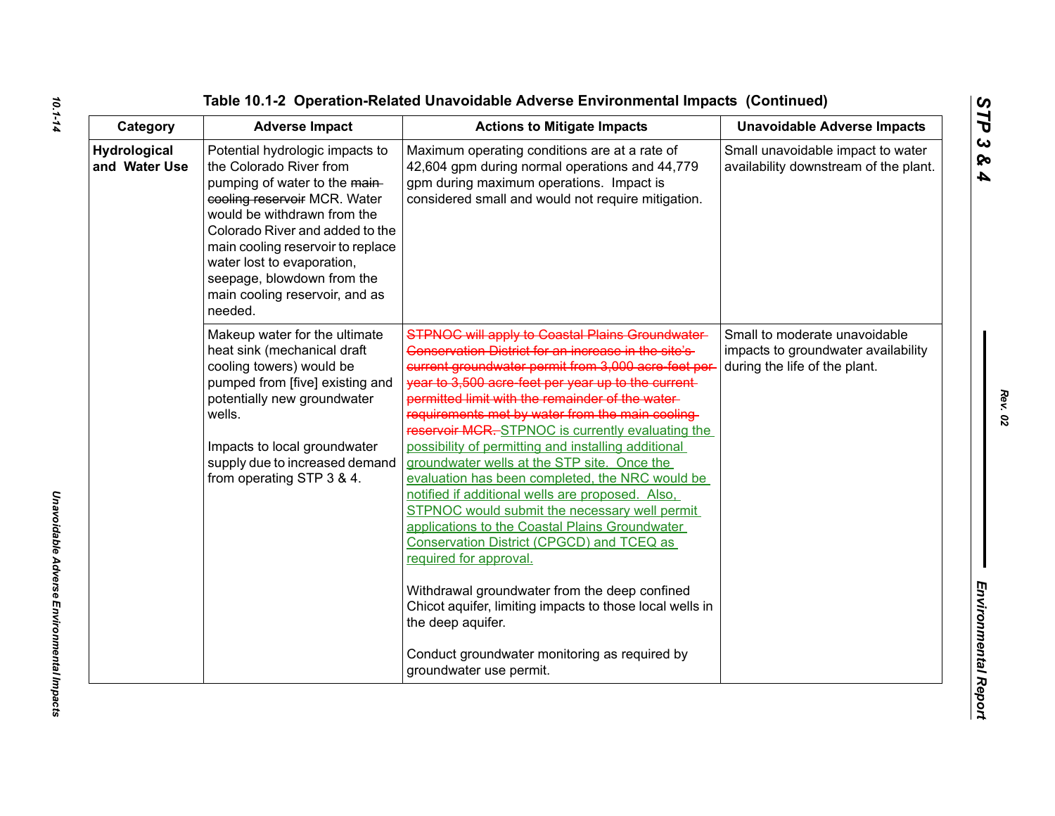# Table 10.1-2 Operation-Related Unavoidable Adverse Environmental Impacts (Continued)

| Category | Adverse Impact | Actions to Mitigate Impacts | Unavoidable Adverse Impacts |
|---|---|---|---|
| **Hydrological and Water Use** | Potential hydrologic impacts to the Colorado River from pumping of water to the ~~main cooling reservoir~~ MCR. Water would be withdrawn from the Colorado River and added to the main cooling reservoir to replace water lost to evaporation, seepage, blowdown from the main cooling reservoir, and as needed. | Maximum operating conditions are at a rate of 42,604 gpm during normal operations and 44,779 gpm during maximum operations. Impact is considered small and would not require mitigation. | Small unavoidable impact to water availability downstream of the plant. |
| | Makeup water for the ultimate heat sink (mechanical draft cooling towers) would be pumped from [five] existing and potentially new groundwater wells.<br><br>Impacts to local groundwater supply due to increased demand from operating STP 3 & 4. | ~~STPNOC will apply to Coastal Plains Groundwater Conservation District for an increase in the site's current groundwater permit from 3,000 acre-feet per year to 3,500 acre-feet per year up to the current permitted limit with the remainder of the water requirements met by water from the main cooling reservoir MCR.~~ STPNOC is currently evaluating the possibility of permitting and installing additional groundwater wells at the STP site. Once the evaluation has been completed, the NRC would be notified if additional wells are proposed. Also, STPNOC would submit the necessary well permit applications to the Coastal Plains Groundwater Conservation District (CPGCD) and TCEQ as required for approval.<br><br>Withdrawal groundwater from the deep confined Chicot aquifer, limiting impacts to those local wells in the deep aquifer.<br><br>Conduct groundwater monitoring as required by groundwater use permit. | Small to moderate unavoidable impacts to groundwater availability during the life of the plant. |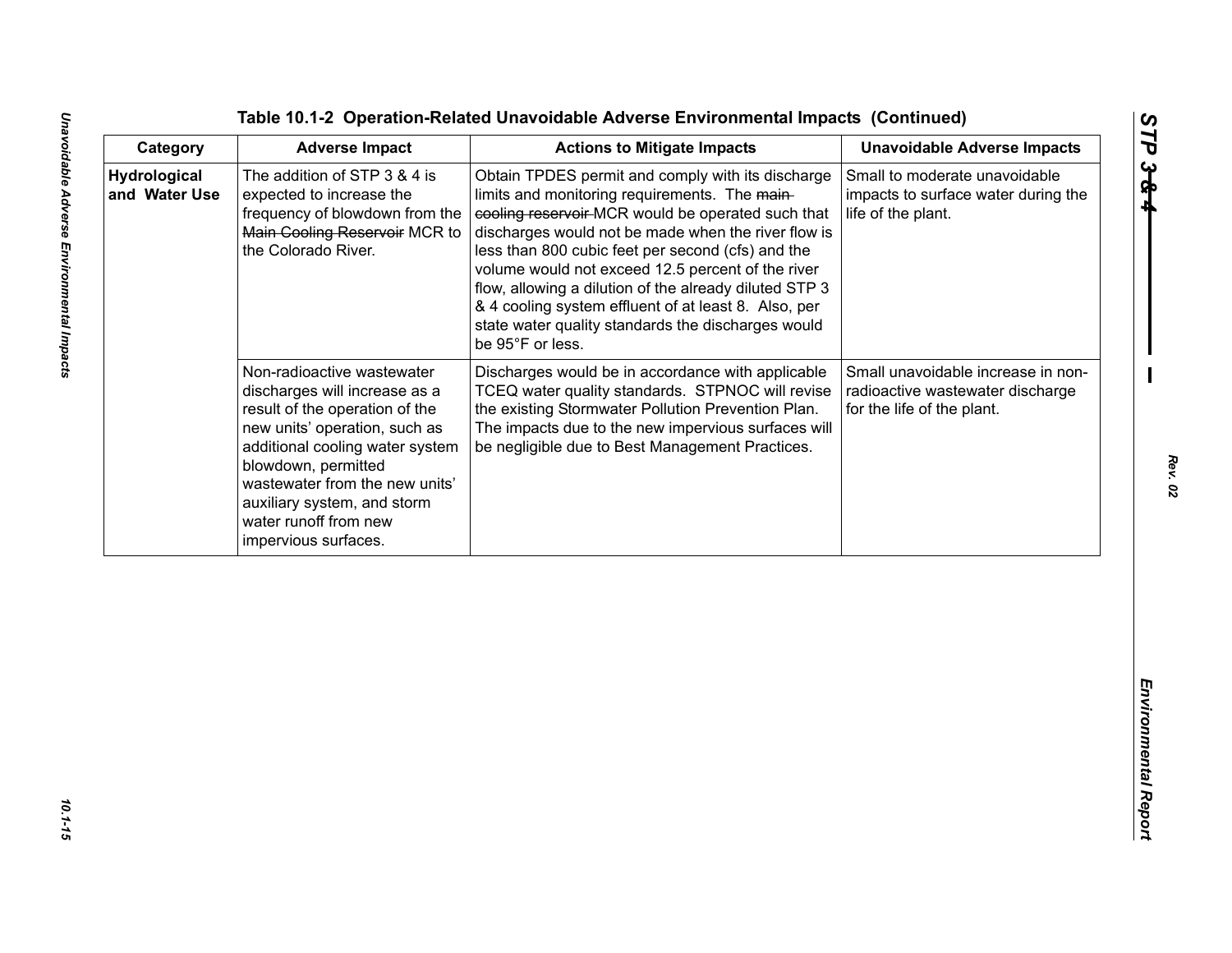**Table 10.1-2 Operation-Related Unavoidable Adverse Environmental Impacts (Continued)**

| Category | Adverse Impact | Actions to Mitigate Impacts | Unavoidable Adverse Impacts |
|---|---|---|---|
| **Hydrological and Water Use** | The addition of STP 3 & 4 is expected to increase the frequency of blowdown from the ~~Main Cooling Reservoir~~ MCR to the Colorado River. | Obtain TPDES permit and comply with its discharge limits and monitoring requirements. The ~~main cooling reservoir~~ MCR would be operated such that discharges would not be made when the river flow is less than 800 cubic feet per second (cfs) and the volume would not exceed 12.5 percent of the river flow, allowing a dilution of the already diluted STP 3 & 4 cooling system effluent of at least 8. Also, per state water quality standards the discharges would be 95°F or less. | Small to moderate unavoidable impacts to surface water during the life of the plant. |
| | Non-radioactive wastewater discharges will increase as a result of the operation of the new units' operation, such as additional cooling water system blowdown, permitted wastewater from the new units' auxiliary system, and storm water runoff from new impervious surfaces. | Discharges would be in accordance with applicable TCEQ water quality standards. STPNOC will revise the existing Stormwater Pollution Prevention Plan. The impacts due to the new impervious surfaces will be negligible due to Best Management Practices. | Small unavoidable increase in non-radioactive wastewater discharge for the life of the plant. |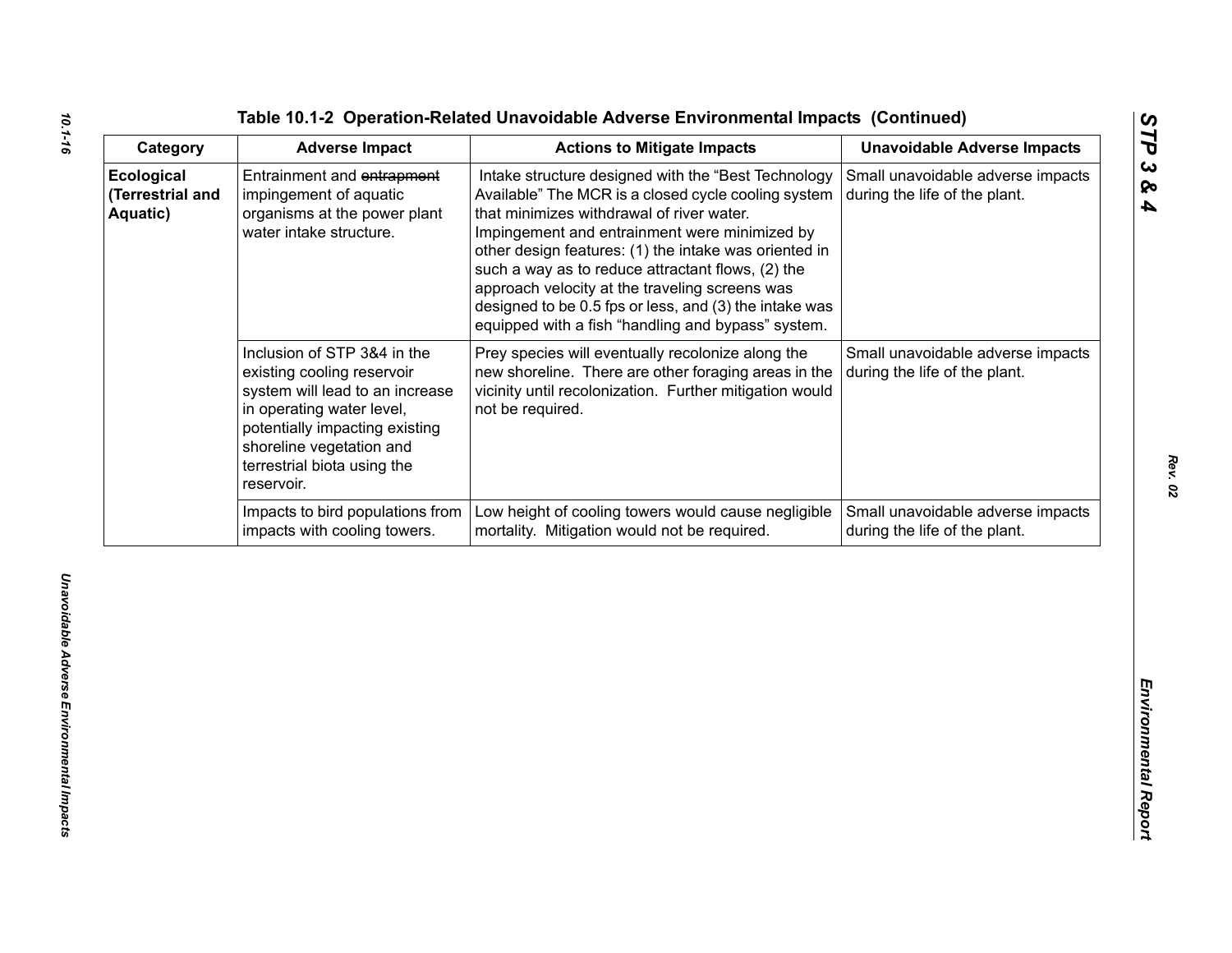**Table 10.1-2 Operation-Related Unavoidable Adverse Environmental Impacts (Continued)**

| Category | Adverse Impact | Actions to Mitigate Impacts | Unavoidable Adverse Impacts |
|---|---|---|---|
| **Ecological (Terrestrial and Aquatic)** | Entrainment and ~~entrapment~~ impingement of aquatic organisms at the power plant water intake structure. | Intake structure designed with the "Best Technology Available" The MCR is a closed cycle cooling system that minimizes withdrawal of river water. Impingement and entrainment were minimized by other design features: (1) the intake was oriented in such a way as to reduce attractant flows, (2) the approach velocity at the traveling screens was designed to be 0.5 fps or less, and (3) the intake was equipped with a fish "handling and bypass" system. | Small unavoidable adverse impacts during the life of the plant. |
| | Inclusion of STP 3&4 in the existing cooling reservoir system will lead to an increase in operating water level, potentially impacting existing shoreline vegetation and terrestrial biota using the reservoir. | Prey species will eventually recolonize along the new shoreline. There are other foraging areas in the vicinity until recolonization. Further mitigation would not be required. | Small unavoidable adverse impacts during the life of the plant. |
| | Impacts to bird populations from impacts with cooling towers. | Low height of cooling towers would cause negligible mortality. Mitigation would not be required. | Small unavoidable adverse impacts during the life of the plant. |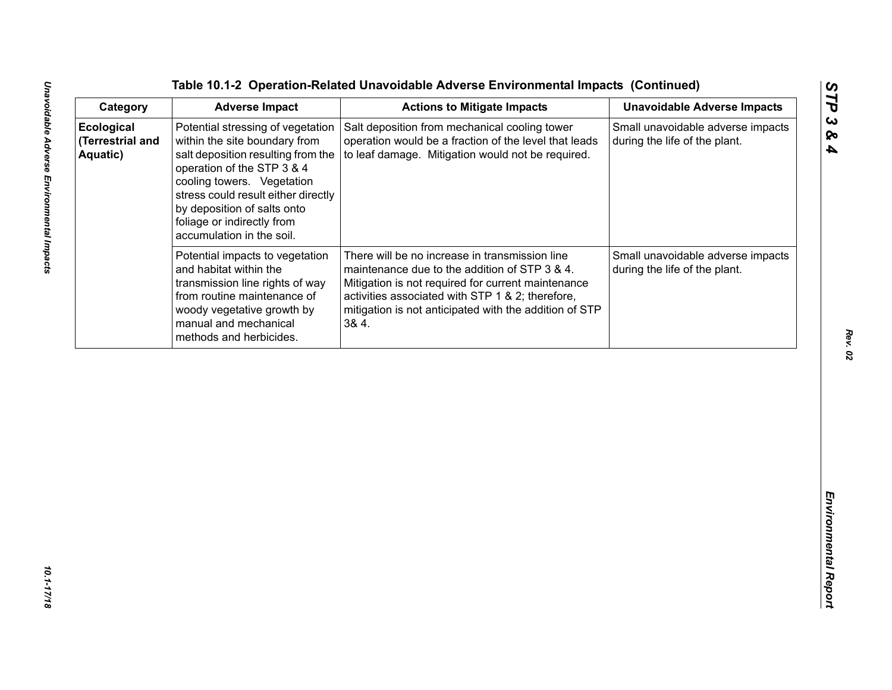## Table 10.1-2 Operation-Related Unavoidable Adverse Environmental Impacts (Continued)

| Category | Adverse Impact | Actions to Mitigate Impacts | Unavoidable Adverse Impacts |
|---|---|---|---|
| **Ecological (Terrestrial and Aquatic)** | Potential stressing of vegetation within the site boundary from salt deposition resulting from the operation of the STP 3 & 4 cooling towers. Vegetation stress could result either directly by deposition of salts onto foliage or indirectly from accumulation in the soil. | Salt deposition from mechanical cooling tower operation would be a fraction of the level that leads to leaf damage. Mitigation would not be required. | Small unavoidable adverse impacts during the life of the plant. |
| | Potential impacts to vegetation and habitat within the transmission line rights of way from routine maintenance of woody vegetative growth by manual and mechanical methods and herbicides. | There will be no increase in transmission line maintenance due to the addition of STP 3 & 4. Mitigation is not required for current maintenance activities associated with STP 1 & 2; therefore, mitigation is not anticipated with the addition of STP 3& 4. | Small unavoidable adverse impacts during the life of the plant. |